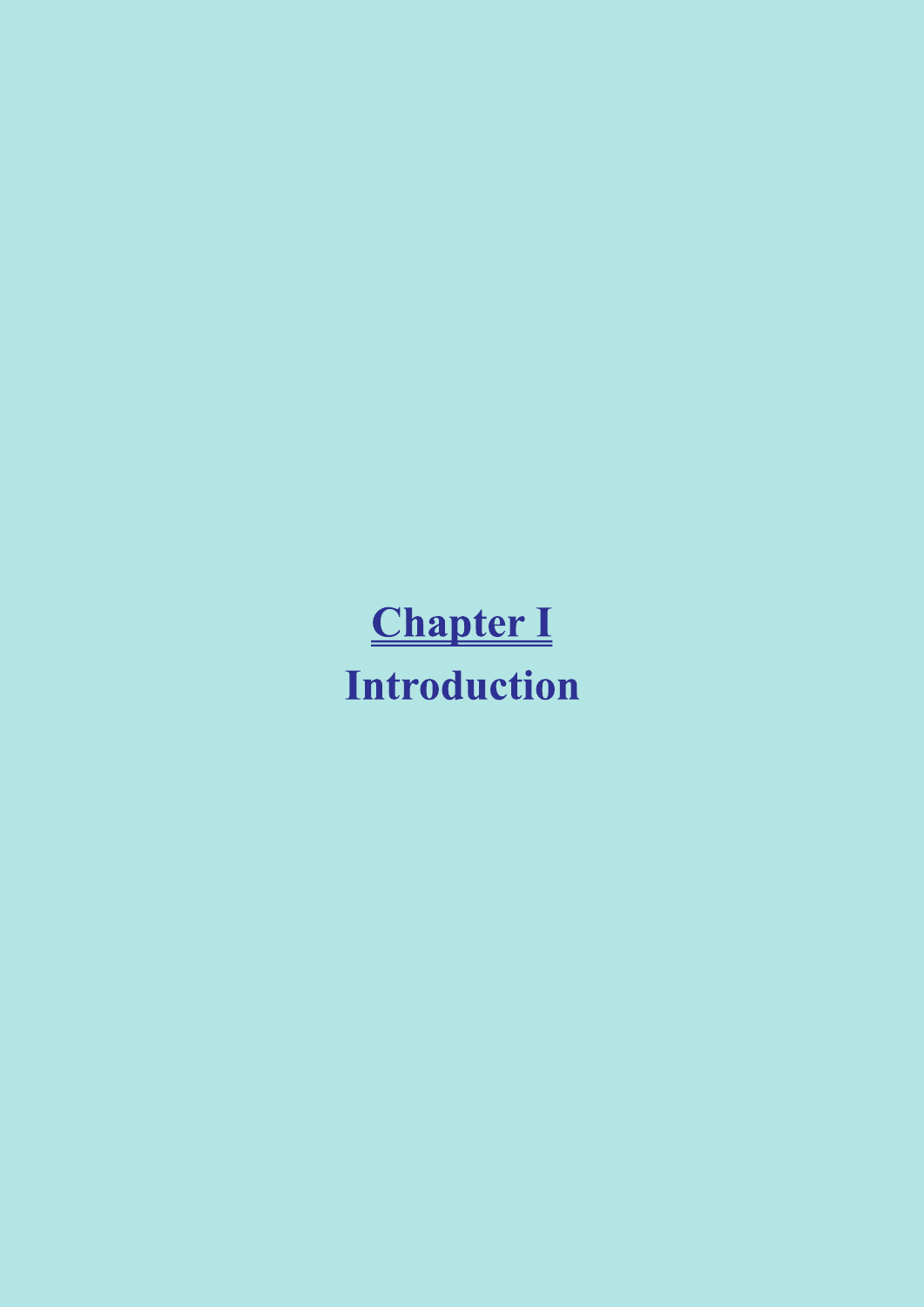# Chapter I

## Introduction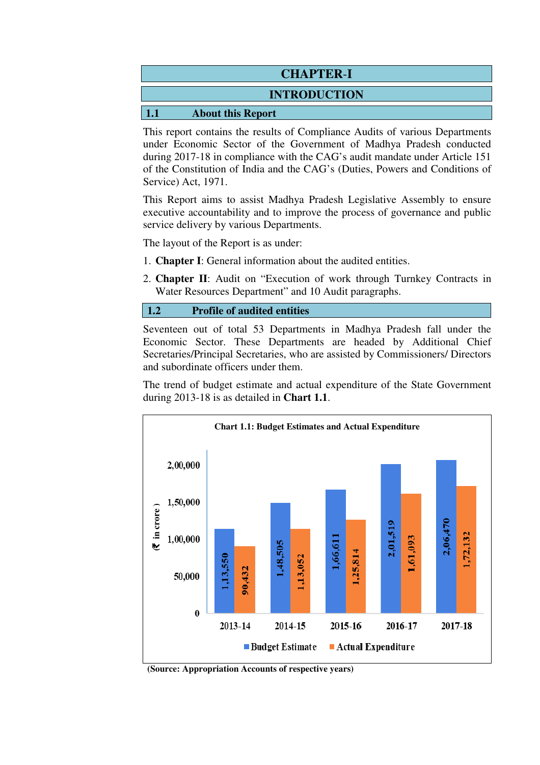# CHAPTER-I

## INTRODUCTION

### 1.1 About this Report

This report contains the results of Compliance Audits of various Departments under Economic Sector of the Government of Madhya Pradesh conducted during 2017-18 in compliance with the CAG's audit mandate under Article 151 of the Constitution of India and the CAG's (Duties, Powers and Conditions of Service) Act, 1971.

This Report aims to assist Madhya Pradesh Legislative Assembly to ensure executive accountability and to improve the process of governance and public service delivery by various Departments.

The layout of the Report is as under:

1. **Chapter I**: General information about the audited entities.
2. **Chapter II**: Audit on "Execution of work through Turnkey Contracts in Water Resources Department" and 10 Audit paragraphs.

### 1.2 Profile of audited entities

Seventeen out of total 53 Departments in Madhya Pradesh fall under the Economic Sector. These Departments are headed by Additional Chief Secretaries/Principal Secretaries, who are assisted by Commissioners/ Directors and subordinate officers under them.

The trend of budget estimate and actual expenditure of the State Government during 2013-18 is as detailed in **Chart 1.1**.

**Chart 1.1: Budget Estimates and Actual Expenditure**

(₹ in crore)

| Year | Budget Estimate | Actual Expenditure |
|---|---|---|
| 2013-14 | 1,13,550 | 90,432 |
| 2014-15 | 1,48,505 | 1,13,052 |
| 2015-16 | 1,66,611 | 1,25,814 |
| 2016-17 | 2,01,519 | 1,61,093 |
| 2017-18 | 2,06,470 | 1,72,132 |

**(Source: Appropriation Accounts of respective years)**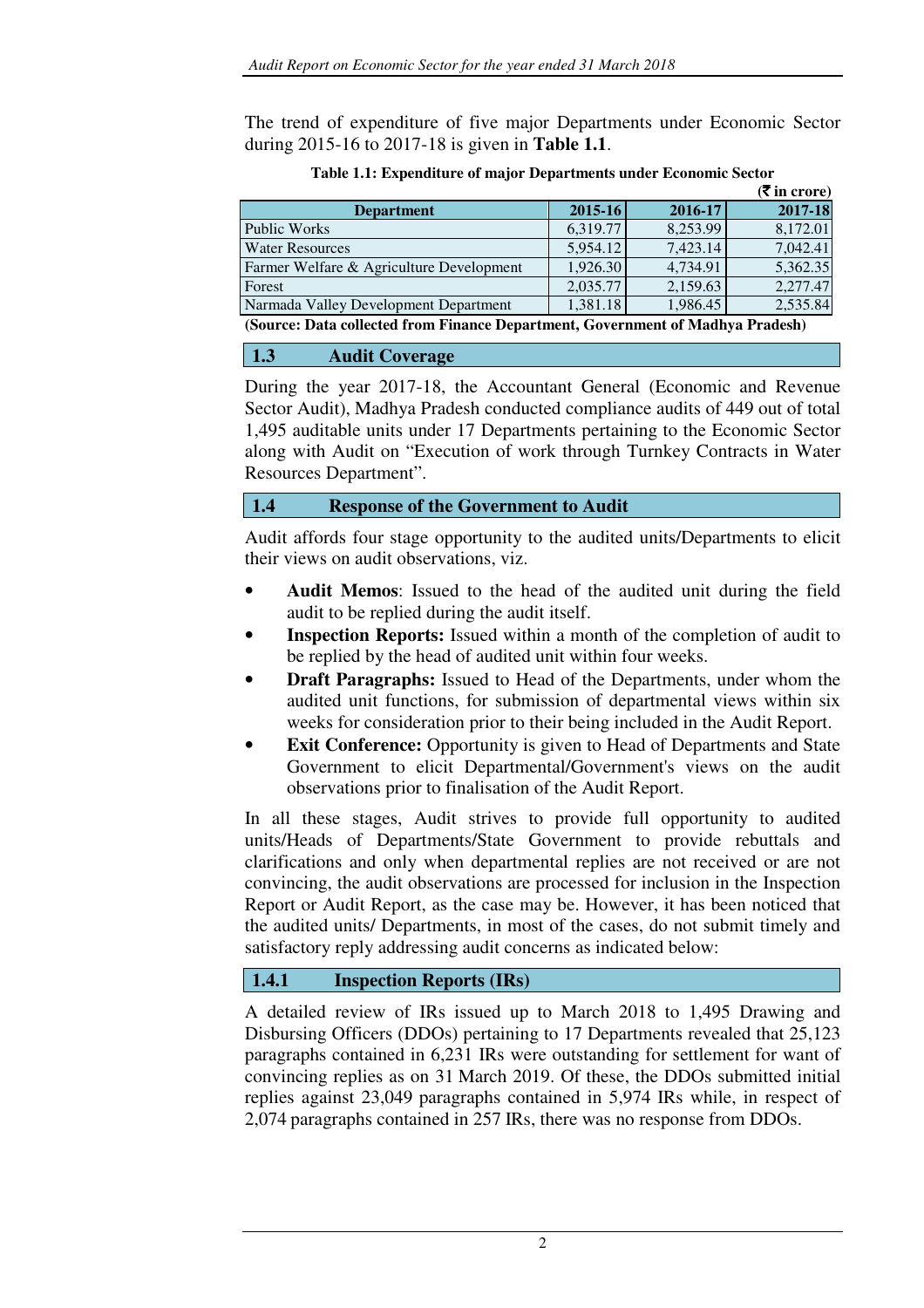The trend of expenditure of five major Departments under Economic Sector during 2015-16 to 2017-18 is given in **Table 1.1**.

**Table 1.1: Expenditure of major Departments under Economic Sector**

(₹ in crore)

| Department | 2015-16 | 2016-17 | 2017-18 |
|---|---|---|---|
| Public Works | 6,319.77 | 8,253.99 | 8,172.01 |
| Water Resources | 5,954.12 | 7,423.14 | 7,042.41 |
| Farmer Welfare & Agriculture Development | 1,926.30 | 4,734.91 | 5,362.35 |
| Forest | 2,035.77 | 2,159.63 | 2,277.47 |
| Narmada Valley Development Department | 1,381.18 | 1,986.45 | 2,535.84 |

**(Source: Data collected from Finance Department, Government of Madhya Pradesh)**

## 1.3 Audit Coverage

During the year 2017-18, the Accountant General (Economic and Revenue Sector Audit), Madhya Pradesh conducted compliance audits of 449 out of total 1,495 auditable units under 17 Departments pertaining to the Economic Sector along with Audit on "Execution of work through Turnkey Contracts in Water Resources Department".

## 1.4 Response of the Government to Audit

Audit affords four stage opportunity to the audited units/Departments to elicit their views on audit observations, viz.

- **Audit Memos**: Issued to the head of the audited unit during the field audit to be replied during the audit itself.
- **Inspection Reports:** Issued within a month of the completion of audit to be replied by the head of audited unit within four weeks.
- **Draft Paragraphs:** Issued to Head of the Departments, under whom the audited unit functions, for submission of departmental views within six weeks for consideration prior to their being included in the Audit Report.
- **Exit Conference:** Opportunity is given to Head of Departments and State Government to elicit Departmental/Government's views on the audit observations prior to finalisation of the Audit Report.

In all these stages, Audit strives to provide full opportunity to audited units/Heads of Departments/State Government to provide rebuttals and clarifications and only when departmental replies are not received or are not convincing, the audit observations are processed for inclusion in the Inspection Report or Audit Report, as the case may be. However, it has been noticed that the audited units/ Departments, in most of the cases, do not submit timely and satisfactory reply addressing audit concerns as indicated below:

### 1.4.1 Inspection Reports (IRs)

A detailed review of IRs issued up to March 2018 to 1,495 Drawing and Disbursing Officers (DDOs) pertaining to 17 Departments revealed that 25,123 paragraphs contained in 6,231 IRs were outstanding for settlement for want of convincing replies as on 31 March 2019. Of these, the DDOs submitted initial replies against 23,049 paragraphs contained in 5,974 IRs while, in respect of 2,074 paragraphs contained in 257 IRs, there was no response from DDOs.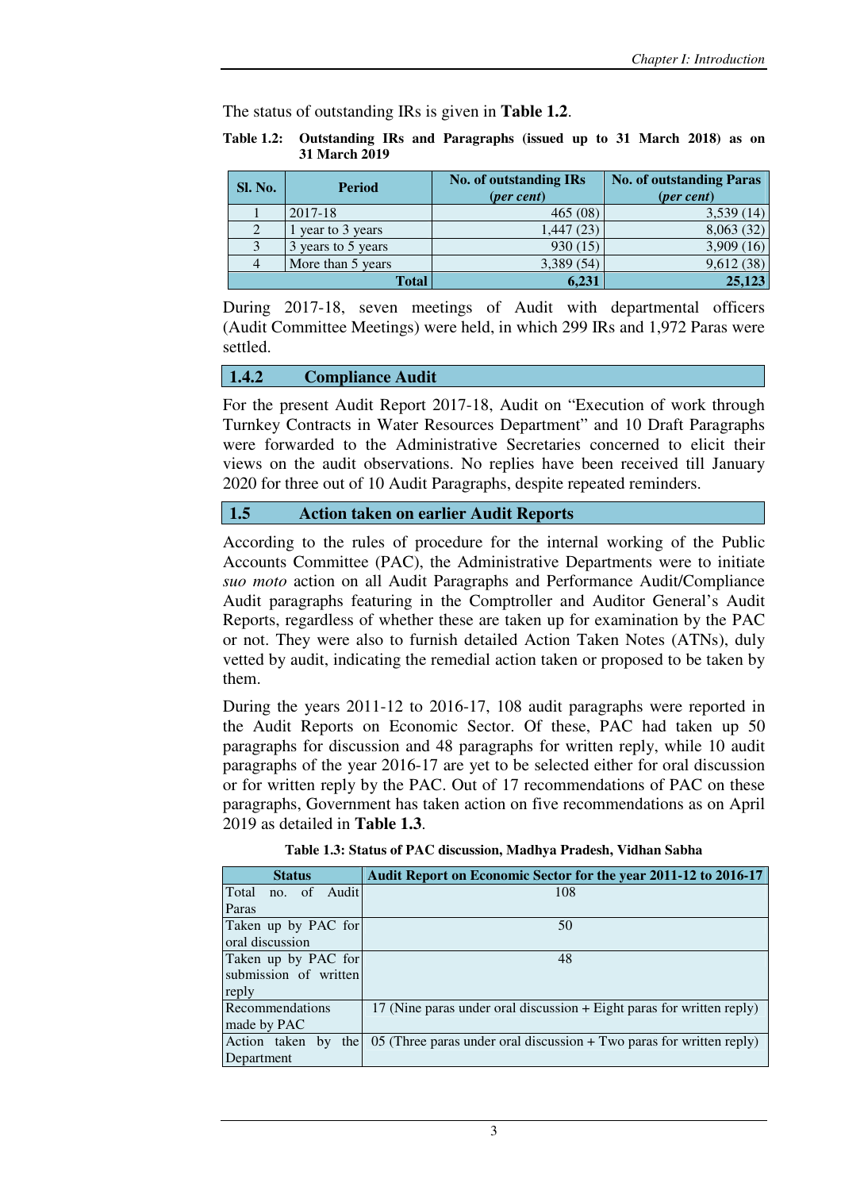The status of outstanding IRs is given in **Table 1.2**.

**Table 1.2: Outstanding IRs and Paragraphs (issued up to 31 March 2018) as on 31 March 2019**

| Sl. No. | Period | No. of outstanding IRs (*per cent*) | No. of outstanding Paras (*per cent*) |
|---|---|---|---|
| 1 | 2017-18 | 465 (08) | 3,539 (14) |
| 2 | 1 year to 3 years | 1,447 (23) | 8,063 (32) |
| 3 | 3 years to 5 years | 930 (15) | 3,909 (16) |
| 4 | More than 5 years | 3,389 (54) | 9,612 (38) |
| | **Total** | **6,231** | **25,123** |

During 2017-18, seven meetings of Audit with departmental officers (Audit Committee Meetings) were held, in which 299 IRs and 1,972 Paras were settled.

## 1.4.2 Compliance Audit

For the present Audit Report 2017-18, Audit on "Execution of work through Turnkey Contracts in Water Resources Department" and 10 Draft Paragraphs were forwarded to the Administrative Secretaries concerned to elicit their views on the audit observations. No replies have been received till January 2020 for three out of 10 Audit Paragraphs, despite repeated reminders.

## 1.5 Action taken on earlier Audit Reports

According to the rules of procedure for the internal working of the Public Accounts Committee (PAC), the Administrative Departments were to initiate *suo moto* action on all Audit Paragraphs and Performance Audit/Compliance Audit paragraphs featuring in the Comptroller and Auditor General's Audit Reports, regardless of whether these are taken up for examination by the PAC or not. They were also to furnish detailed Action Taken Notes (ATNs), duly vetted by audit, indicating the remedial action taken or proposed to be taken by them.

During the years 2011-12 to 2016-17, 108 audit paragraphs were reported in the Audit Reports on Economic Sector. Of these, PAC had taken up 50 paragraphs for discussion and 48 paragraphs for written reply, while 10 audit paragraphs of the year 2016-17 are yet to be selected either for oral discussion or for written reply by the PAC. Out of 17 recommendations of PAC on these paragraphs, Government has taken action on five recommendations as on April 2019 as detailed in **Table 1.3**.

**Table 1.3: Status of PAC discussion, Madhya Pradesh, Vidhan Sabha**

| Status | Audit Report on Economic Sector for the year 2011-12 to 2016-17 |
|---|---|
| Total no. of Audit Paras | 108 |
| Taken up by PAC for oral discussion | 50 |
| Taken up by PAC for submission of written reply | 48 |
| Recommendations made by PAC | 17 (Nine paras under oral discussion + Eight paras for written reply) |
| Action taken by the Department | 05 (Three paras under oral discussion + Two paras for written reply) |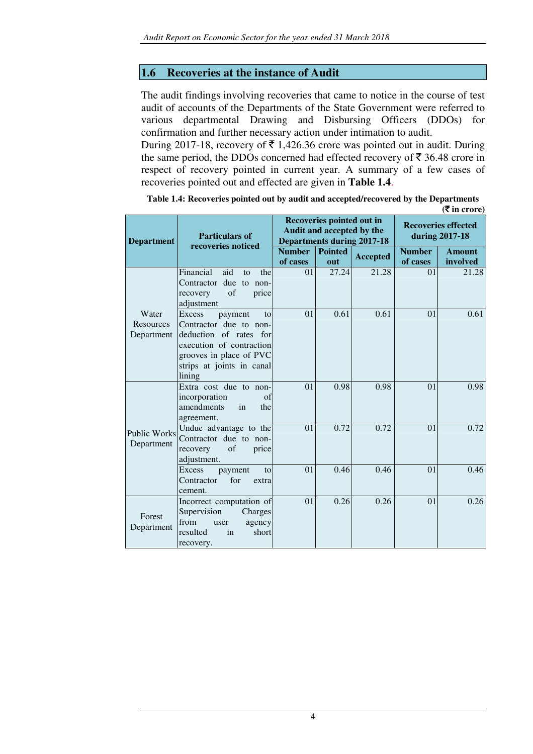## 1.6 Recoveries at the instance of Audit

The audit findings involving recoveries that came to notice in the course of test audit of accounts of the Departments of the State Government were referred to various departmental Drawing and Disbursing Officers (DDOs) for confirmation and further necessary action under intimation to audit.

During 2017-18, recovery of ₹ 1,426.36 crore was pointed out in audit. During the same period, the DDOs concerned had effected recovery of ₹ 36.48 crore in respect of recovery pointed in current year. A summary of a few cases of recoveries pointed out and effected are given in **Table 1.4**.

**Table 1.4: Recoveries pointed out by audit and accepted/recovered by the Departments**

**(₹ in crore)**

| Department | Particulars of recoveries noticed | Recoveries pointed out in Audit and accepted by the Departments during 2017-18 | | | Recoveries effected during 2017-18 | |
|---|---|---|---|---|---|---|
| | | Number of cases | Pointed out | Accepted | Number of cases | Amount involved |
| Water Resources Department | Financial aid to the Contractor due to non-recovery of price adjustment | 01 | 27.24 | 21.28 | 01 | 21.28 |
| | Excess payment to Contractor due to non-deduction of rates for execution of contraction grooves in place of PVC strips at joints in canal lining | 01 | 0.61 | 0.61 | 01 | 0.61 |
| Public Works Department | Extra cost due to non-incorporation of amendments in the agreement. | 01 | 0.98 | 0.98 | 01 | 0.98 |
| | Undue advantage to the Contractor due to non-recovery of price adjustment. | 01 | 0.72 | 0.72 | 01 | 0.72 |
| | Excess payment to Contractor for extra cement. | 01 | 0.46 | 0.46 | 01 | 0.46 |
| Forest Department | Incorrect computation of Supervision Charges from user agency resulted in short recovery. | 01 | 0.26 | 0.26 | 01 | 0.26 |